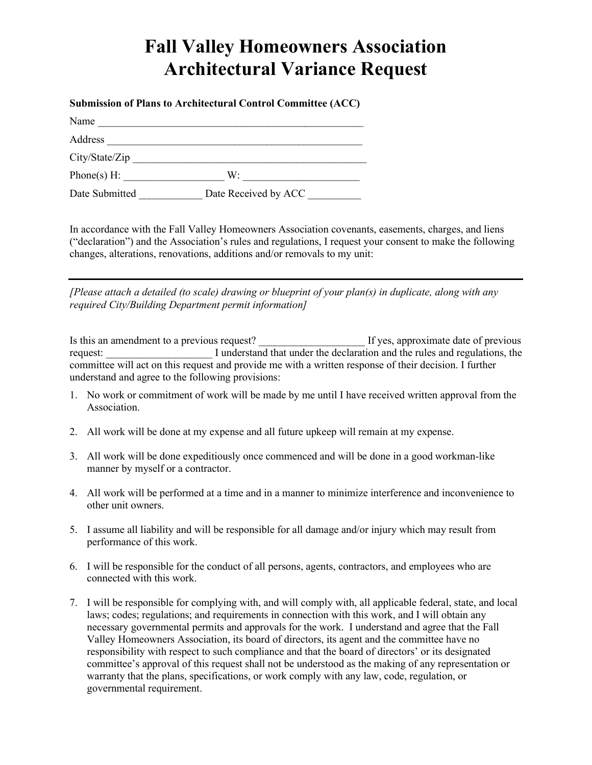# Fall Valley Homeowners Association
# Architectural Variance Request

**Submission of Plans to Architectural Control Committee (ACC)**

Name ___________________________________________________

Address _________________________________________________

City/State/Zip ____________________________________________

Phone(s) H: ___________________ W: _____________________

Date Submitted ____________ Date Received by ACC __________

In accordance with the Fall Valley Homeowners Association covenants, easements, charges, and liens ("declaration") and the Association's rules and regulations, I request your consent to make the following changes, alterations, renovations, additions and/or removals to my unit:

---

*[Please attach a detailed (to scale) drawing or blueprint of your plan(s) in duplicate, along with any required City/Building Department permit information]*

Is this an amendment to a previous request? ____________________ If yes, approximate date of previous request: ____________________ I understand that under the declaration and the rules and regulations, the committee will act on this request and provide me with a written response of their decision. I further understand and agree to the following provisions:

1. No work or commitment of work will be made by me until I have received written approval from the Association.
2. All work will be done at my expense and all future upkeep will remain at my expense.
3. All work will be done expeditiously once commenced and will be done in a good workman-like manner by myself or a contractor.
4. All work will be performed at a time and in a manner to minimize interference and inconvenience to other unit owners.
5. I assume all liability and will be responsible for all damage and/or injury which may result from performance of this work.
6. I will be responsible for the conduct of all persons, agents, contractors, and employees who are connected with this work.
7. I will be responsible for complying with, and will comply with, all applicable federal, state, and local laws; codes; regulations; and requirements in connection with this work, and I will obtain any necessary governmental permits and approvals for the work. I understand and agree that the Fall Valley Homeowners Association, its board of directors, its agent and the committee have no responsibility with respect to such compliance and that the board of directors' or its designated committee's approval of this request shall not be understood as the making of any representation or warranty that the plans, specifications, or work comply with any law, code, regulation, or governmental requirement.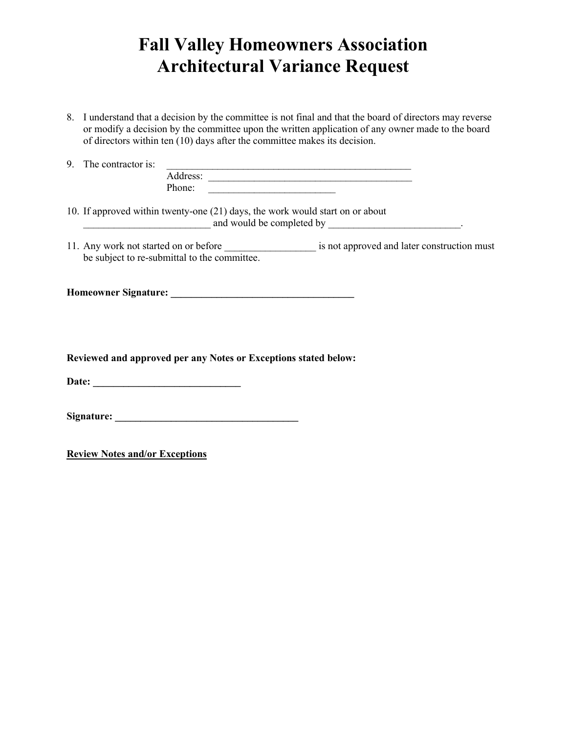# Fall Valley Homeowners Association
# Architectural Variance Request

8. I understand that a decision by the committee is not final and that the board of directors may reverse or modify a decision by the committee upon the written application of any owner made to the board of directors within ten (10) days after the committee makes its decision.

9. The contractor is: __________________________________________________
   Address: __________________________________________
   Phone: __________________________

10. If approved within twenty-one (21) days, the work would start on or about __________________________ and would be completed by __________________________.

11. Any work not started on or before __________________ is not approved and later construction must be subject to re-submittal to the committee.

**Homeowner Signature: _____________________________________**

**Reviewed and approved per any Notes or Exceptions stated below:**

**Date: _____________________________**

**Signature: ____________________________________**

**Review Notes and/or Exceptions**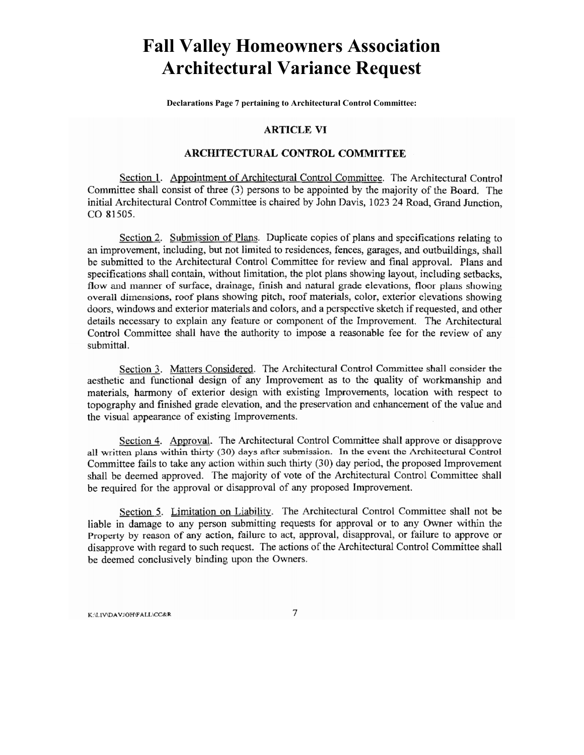# Fall Valley Homeowners Association Architectural Variance Request

**Declarations Page 7 pertaining to Architectural Control Committee:**

## ARTICLE VI

## ARCHITECTURAL CONTROL COMMITTEE

Section 1. Appointment of Architectural Control Committee. The Architectural Control Committee shall consist of three (3) persons to be appointed by the majority of the Board. The initial Architectural Control Committee is chaired by John Davis, 1023 24 Road, Grand Junction, CO 81505.

Section 2. Submission of Plans. Duplicate copies of plans and specifications relating to an improvement, including, but not limited to residences, fences, garages, and outbuildings, shall be submitted to the Architectural Control Committee for review and final approval. Plans and specifications shall contain, without limitation, the plot plans showing layout, including setbacks, flow and manner of surface, drainage, finish and natural grade elevations, floor plans showing overall dimensions, roof plans showing pitch, roof materials, color, exterior elevations showing doors, windows and exterior materials and colors, and a perspective sketch if requested, and other details necessary to explain any feature or component of the Improvement. The Architectural Control Committee shall have the authority to impose a reasonable fee for the review of any submittal.

Section 3. Matters Considered. The Architectural Control Committee shall consider the aesthetic and functional design of any Improvement as to the quality of workmanship and materials, harmony of exterior design with existing Improvements, location with respect to topography and finished grade elevation, and the preservation and enhancement of the value and the visual appearance of existing Improvements.

Section 4. Approval. The Architectural Control Committee shall approve or disapprove all written plans within thirty (30) days after submission. In the event the Architectural Control Committee fails to take any action within such thirty (30) day period, the proposed Improvement shall be deemed approved. The majority of vote of the Architectural Control Committee shall be required for the approval or disapproval of any proposed Improvement.

Section 5. Limitation on Liability. The Architectural Control Committee shall not be liable in damage to any person submitting requests for approval or to any Owner within the Property by reason of any action, failure to act, approval, disapproval, or failure to approve or disapprove with regard to such request. The actions of the Architectural Control Committee shall be deemed conclusively binding upon the Owners.

K:\LIV\DAVJOH\FALL\CC&R